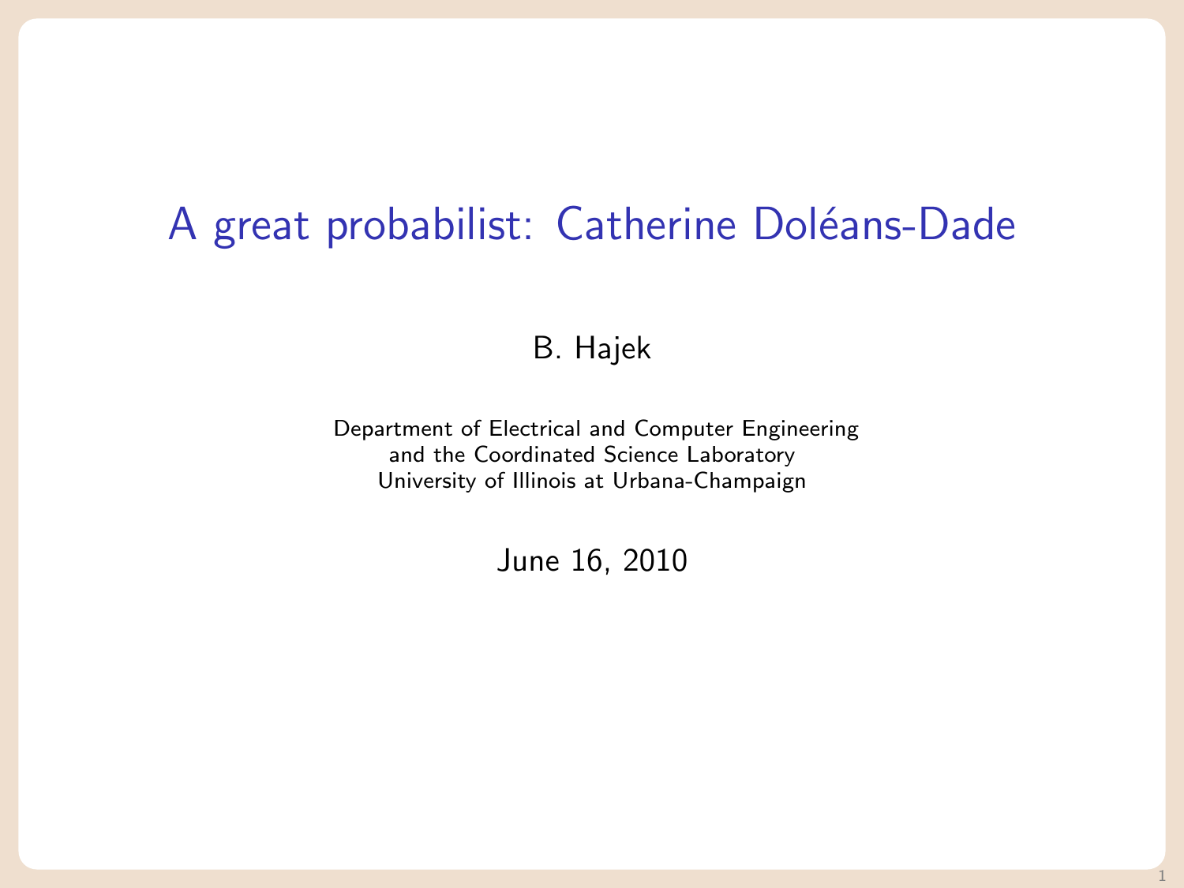# A great probabilist: Catherine Doléans-Dade

B. Hajek

Department of Electrical and Computer Engineering
and the Coordinated Science Laboratory
University of Illinois at Urbana-Champaign

June 16, 2010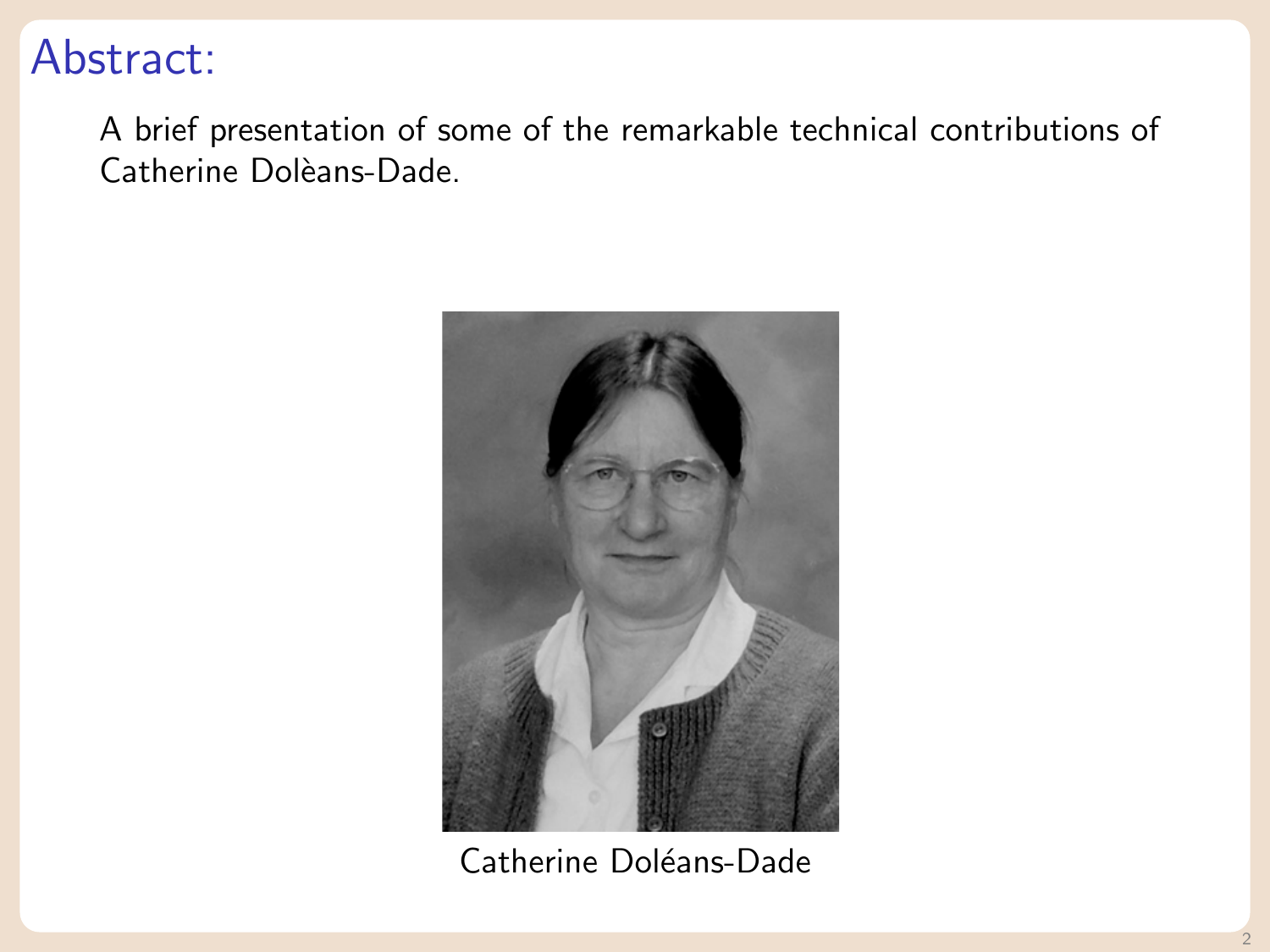# Abstract:

A brief presentation of some of the remarkable technical contributions of Catherine Dolèans-Dade.

Catherine Doléans-Dade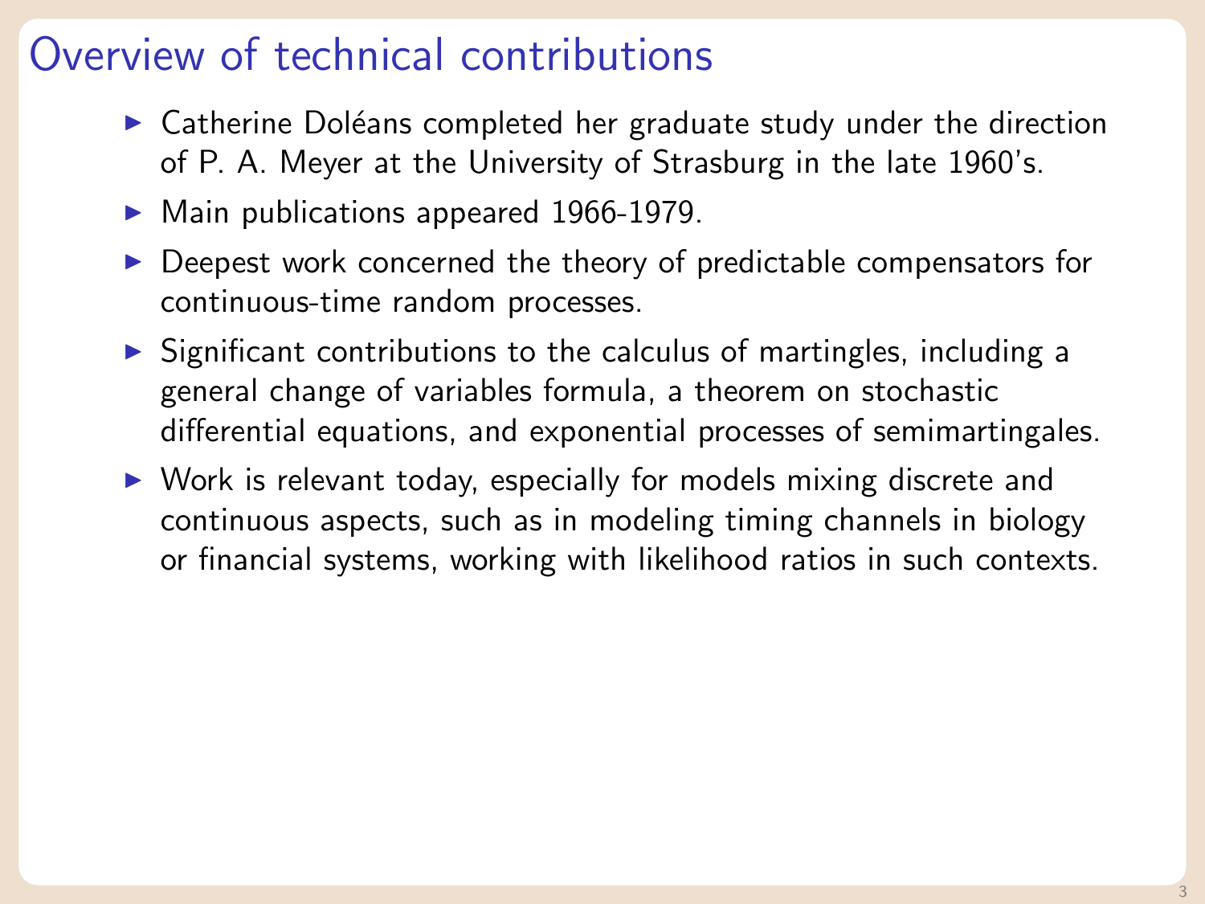# Overview of technical contributions

- Catherine Doléans completed her graduate study under the direction of P. A. Meyer at the University of Strasburg in the late 1960's.
- Main publications appeared 1966-1979.
- Deepest work concerned the theory of predictable compensators for continuous-time random processes.
- Significant contributions to the calculus of martingles, including a general change of variables formula, a theorem on stochastic differential equations, and exponential processes of semimartingales.
- Work is relevant today, especially for models mixing discrete and continuous aspects, such as in modeling timing channels in biology or financial systems, working with likelihood ratios in such contexts.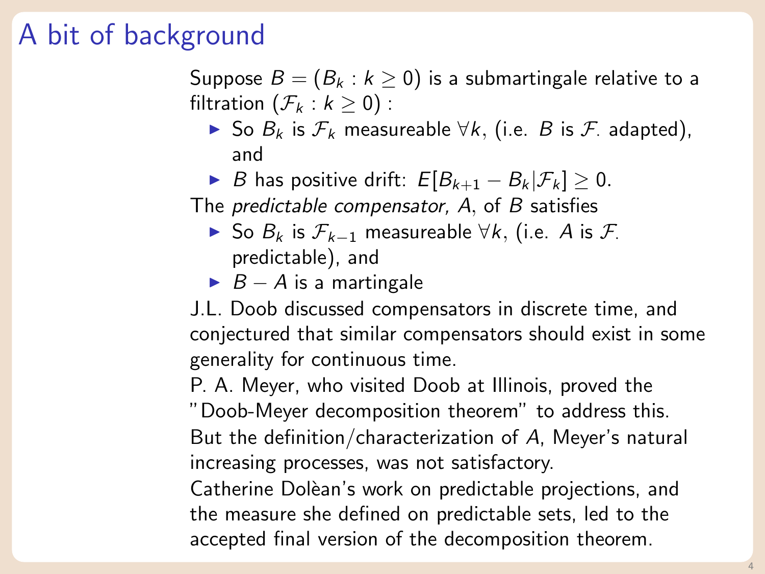# A bit of background

Suppose $B = (B_k : k \geq 0)$ is a submartingale relative to a filtration $(\mathcal{F}_k : k \geq 0)$ :

- So $B_k$ is $\mathcal{F}_k$ measureable $\forall k$, (i.e. $B$ is $\mathcal{F}_\cdot$ adapted), and
- $B$ has positive drift: $E[B_{k+1} - B_k | \mathcal{F}_k] \geq 0$.

The *predictable compensator,* $A$, of $B$ satisfies

- So $B_k$ is $\mathcal{F}_{k-1}$ measureable $\forall k$, (i.e. $A$ is $\mathcal{F}_\cdot$ predictable), and
- $B - A$ is a martingale

J.L. Doob discussed compensators in discrete time, and conjectured that similar compensators should exist in some generality for continuous time.

P. A. Meyer, who visited Doob at Illinois, proved the "Doob-Meyer decomposition theorem" to address this.

But the definition/characterization of $A$, Meyer's natural increasing processes, was not satisfactory.

Catherine Dolèan's work on predictable projections, and the measure she defined on predictable sets, led to the accepted final version of the decomposition theorem.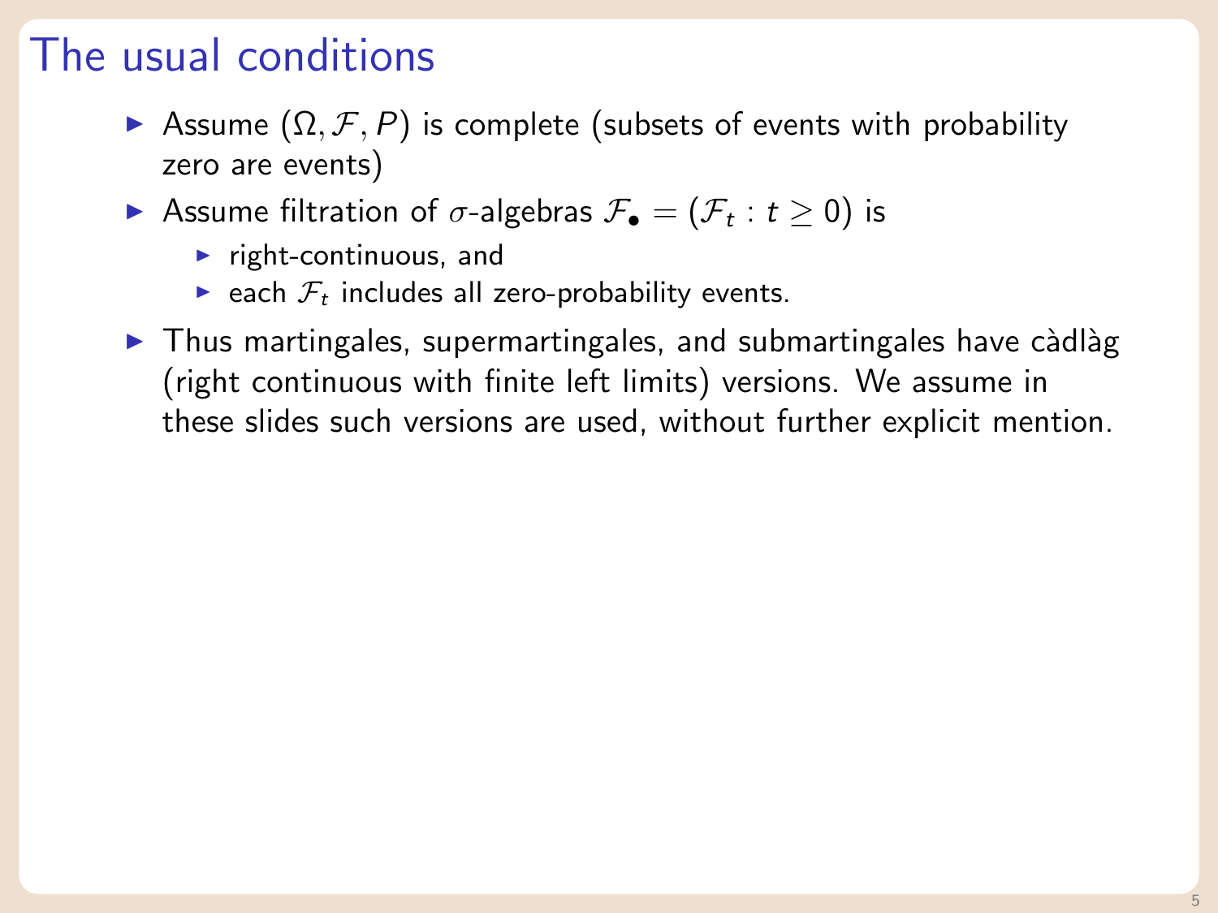# The usual conditions

- Assume $(\Omega, \mathcal{F}, P)$ is complete (subsets of events with probability zero are events)
- Assume filtration of $\sigma$-algebras $\mathcal{F}_\bullet = (\mathcal{F}_t : t \geq 0)$ is
  - right-continuous, and
  - each $\mathcal{F}_t$ includes all zero-probability events.
- Thus martingales, supermartingales, and submartingales have càdlàg (right continuous with finite left limits) versions. We assume in these slides such versions are used, without further explicit mention.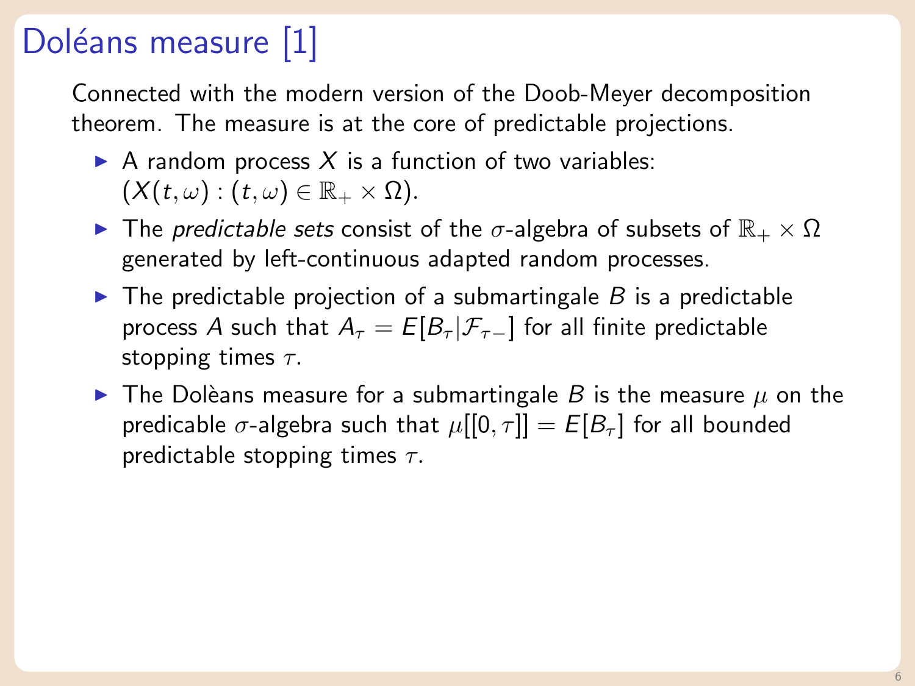# Doléans measure [1]

Connected with the modern version of the Doob-Meyer decomposition theorem. The measure is at the core of predictable projections.

- A random process $X$ is a function of two variables: $(X(t, \omega) : (t, \omega) \in \mathbb{R}_+ \times \Omega)$.
- The *predictable sets* consist of the $\sigma$-algebra of subsets of $\mathbb{R}_+ \times \Omega$ generated by left-continuous adapted random processes.
- The predictable projection of a submartingale $B$ is a predictable process $A$ such that $A_\tau = E[B_\tau | \mathcal{F}_{\tau-}]$ for all finite predictable stopping times $\tau$.
- The Dolèans measure for a submartingale $B$ is the measure $\mu$ on the predicable $\sigma$-algebra such that $\mu[[0, \tau]] = E[B_\tau]$ for all bounded predictable stopping times $\tau$.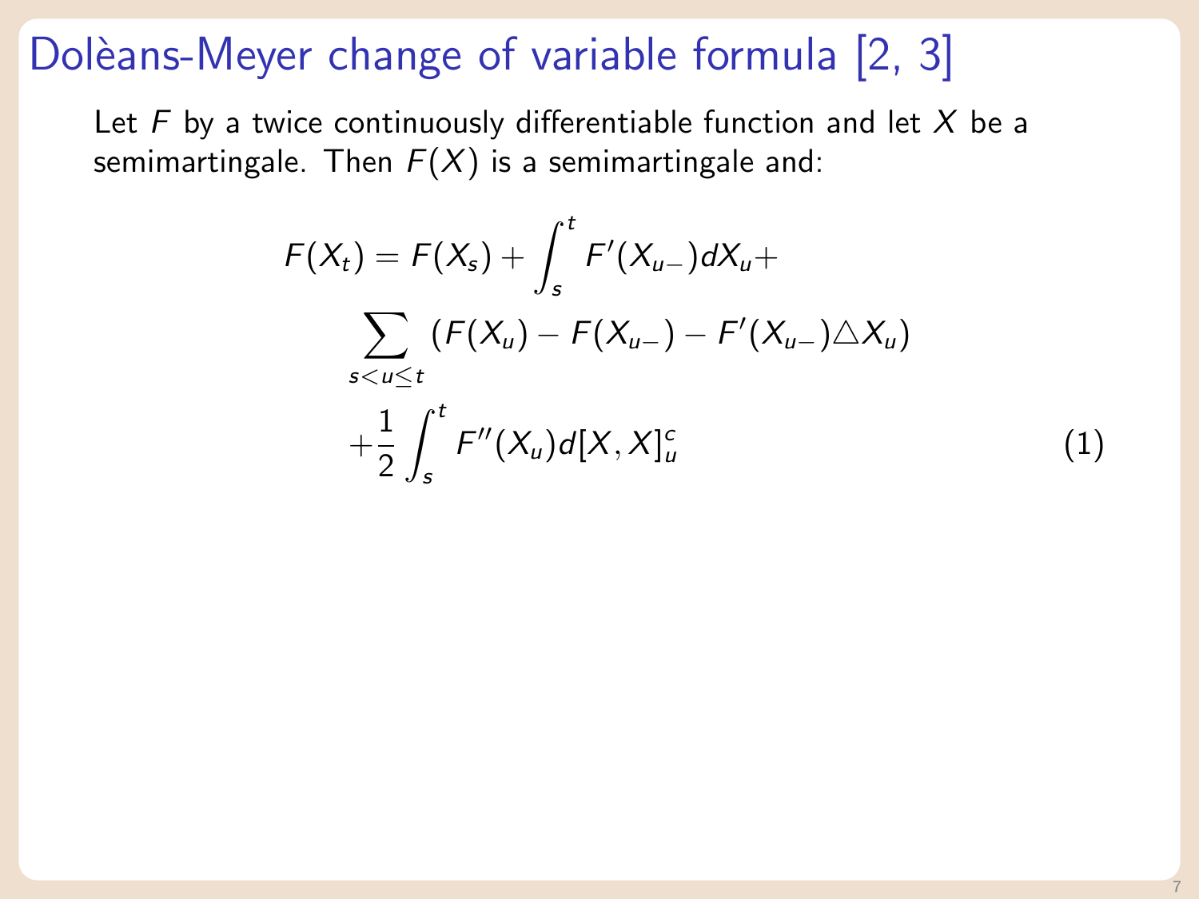# Doléans-Meyer change of variable formula [2, 3]

Let $F$ by a twice continuously differentiable function and let $X$ be a semimartingale. Then $F(X)$ is a semimartingale and:

$$
\begin{aligned}
F(X_t) = F(X_s) + \int_s^t F'(X_{u-}) dX_u + \\
\sum_{s<u\leq t} \left(F(X_u) - F(X_{u-}) - F'(X_{u-}) \triangle X_u\right) \\
+ \frac{1}{2} \int_s^t F''(X_u) d[X,X]_u^c
\end{aligned}
\tag{1}
$$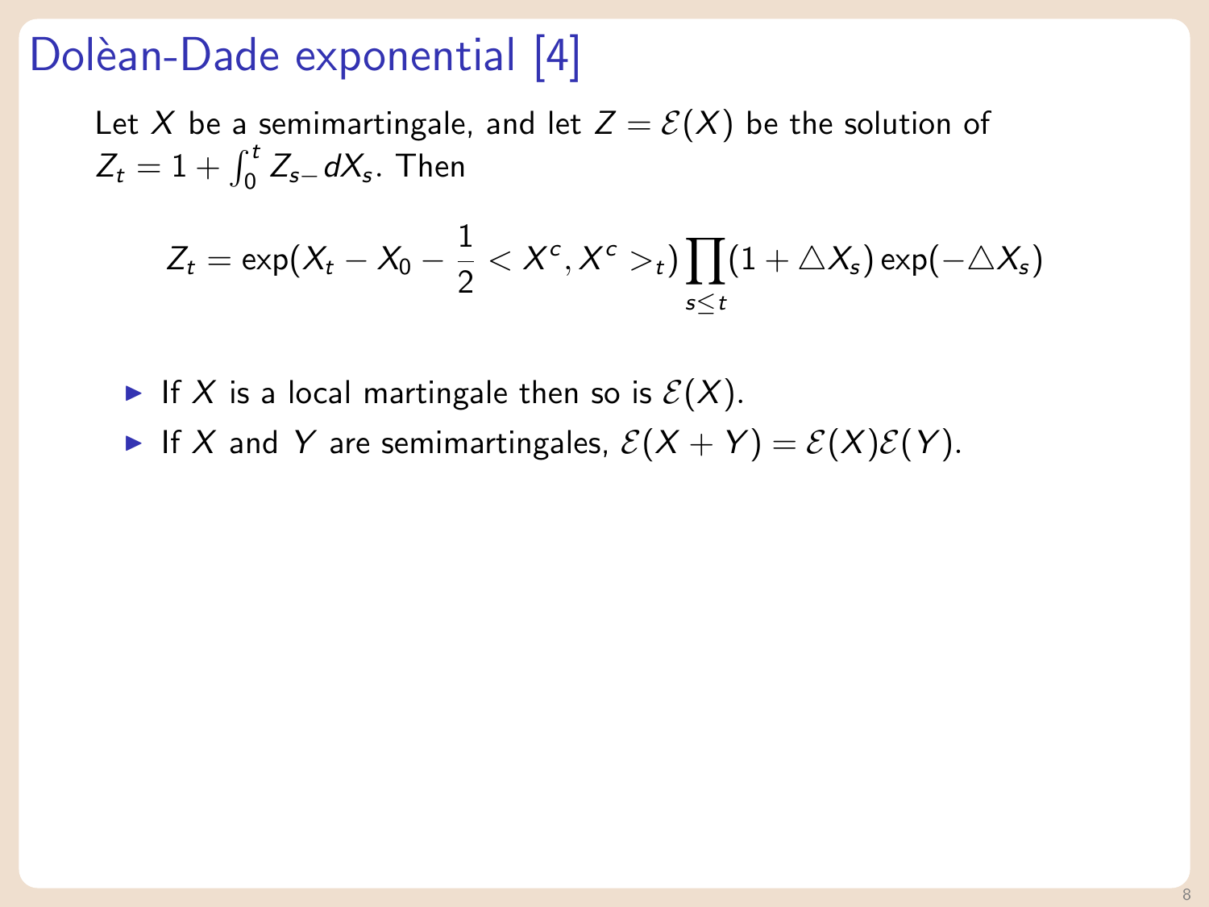# Dolèan-Dade exponential [4]

Let $X$ be a semimartingale, and let $Z = \mathcal{E}(X)$ be the solution of $Z_t = 1 + \int_0^t Z_{s-} dX_s$. Then

$$Z_t = \exp(X_t - X_0 - \frac{1}{2} < X^c, X^c >_t) \prod_{s \leq t} (1 + \triangle X_s) \exp(-\triangle X_s)$$

- If $X$ is a local martingale then so is $\mathcal{E}(X)$.
- If $X$ and $Y$ are semimartingales, $\mathcal{E}(X + Y) = \mathcal{E}(X)\mathcal{E}(Y)$.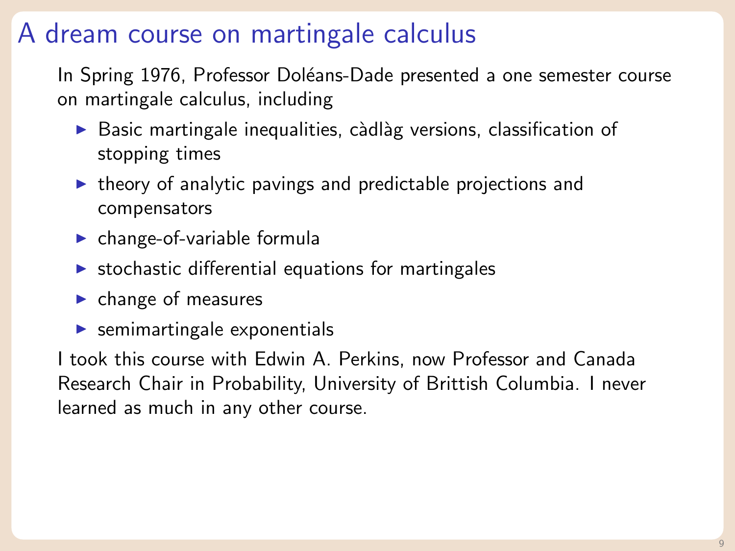# A dream course on martingale calculus

In Spring 1976, Professor Doléans-Dade presented a one semester course on martingale calculus, including

- Basic martingale inequalities, càdlàg versions, classification of stopping times
- theory of analytic pavings and predictable projections and compensators
- change-of-variable formula
- stochastic differential equations for martingales
- change of measures
- semimartingale exponentials

I took this course with Edwin A. Perkins, now Professor and Canada Research Chair in Probability, University of Brittish Columbia. I never learned as much in any other course.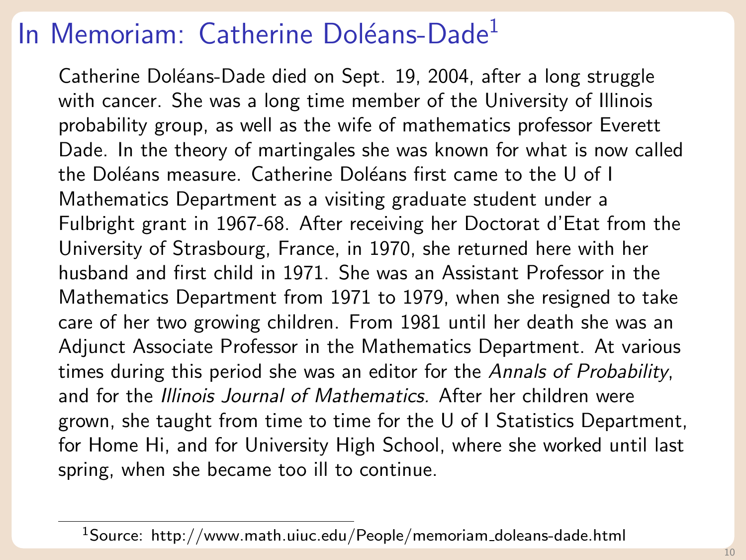# In Memoriam: Catherine Doléans-Dade[1]

Catherine Doléans-Dade died on Sept. 19, 2004, after a long struggle with cancer. She was a long time member of the University of Illinois probability group, as well as the wife of mathematics professor Everett Dade. In the theory of martingales she was known for what is now called the Doléans measure. Catherine Doléans first came to the U of I Mathematics Department as a visiting graduate student under a Fulbright grant in 1967-68. After receiving her Doctorat d'Etat from the University of Strasbourg, France, in 1970, she returned here with her husband and first child in 1971. She was an Assistant Professor in the Mathematics Department from 1971 to 1979, when she resigned to take care of her two growing children. From 1981 until her death she was an Adjunct Associate Professor in the Mathematics Department. At various times during this period she was an editor for the *Annals of Probability*, and for the *Illinois Journal of Mathematics.* After her children were grown, she taught from time to time for the U of I Statistics Department, for Home Hi, and for University High School, where she worked until last spring, when she became too ill to continue.

[1] Source: http://www.math.uiuc.edu/People/memoriam_doleans-dade.html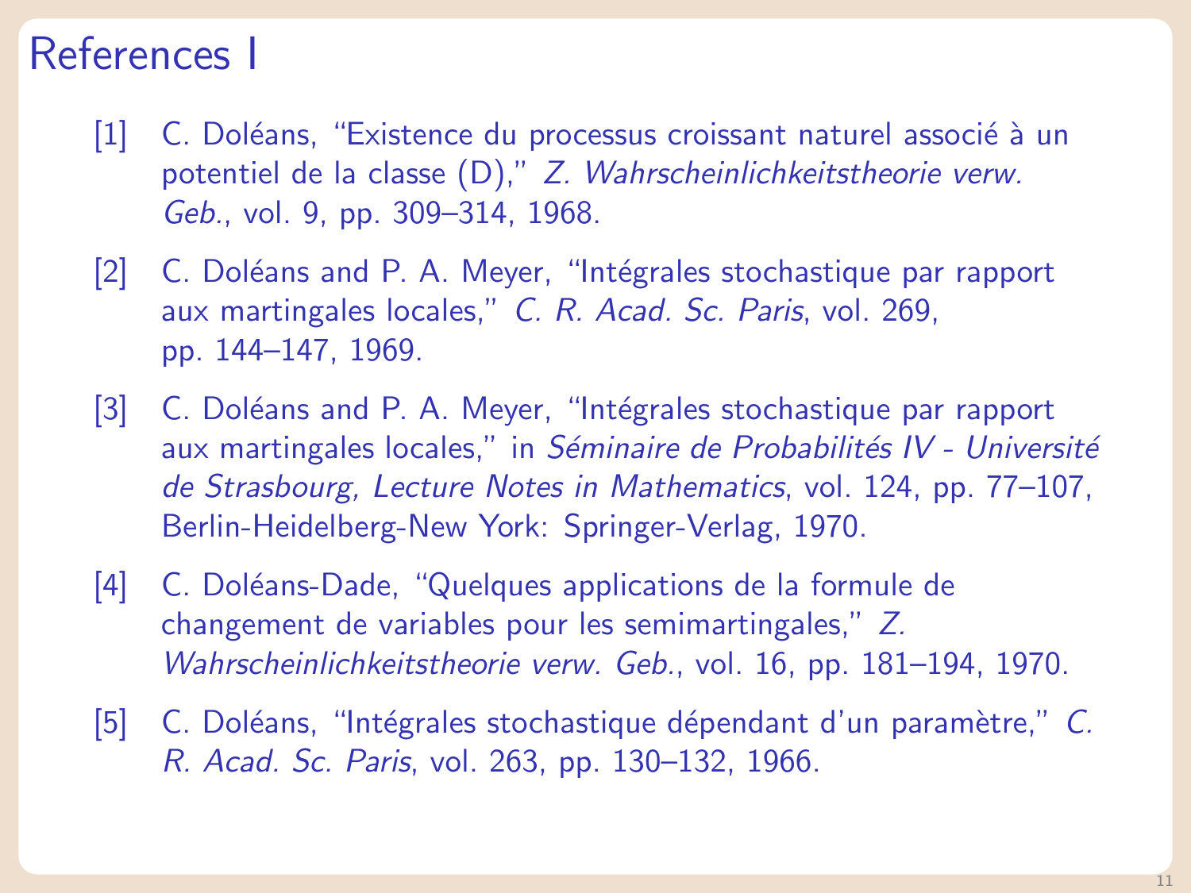# References I

[1] C. Doléans, “Existence du processus croissant naturel associé à un potentiel de la classe (D),” *Z. Wahrscheinlichkeitstheorie verw. Geb.*, vol. 9, pp. 309–314, 1968.

[2] C. Doléans and P. A. Meyer, “Intégrales stochastique par rapport aux martingales locales,” *C. R. Acad. Sc. Paris*, vol. 269, pp. 144–147, 1969.

[3] C. Doléans and P. A. Meyer, “Intégrales stochastique par rapport aux martingales locales,” in *Séminaire de Probabilités IV - Université de Strasbourg, Lecture Notes in Mathematics*, vol. 124, pp. 77–107, Berlin-Heidelberg-New York: Springer-Verlag, 1970.

[4] C. Doléans-Dade, “Quelques applications de la formule de changement de variables pour les semimartingales,” *Z. Wahrscheinlichkeitstheorie verw. Geb.*, vol. 16, pp. 181–194, 1970.

[5] C. Doléans, “Intégrales stochastique dépendant d’un paramètre,” *C. R. Acad. Sc. Paris*, vol. 263, pp. 130–132, 1966.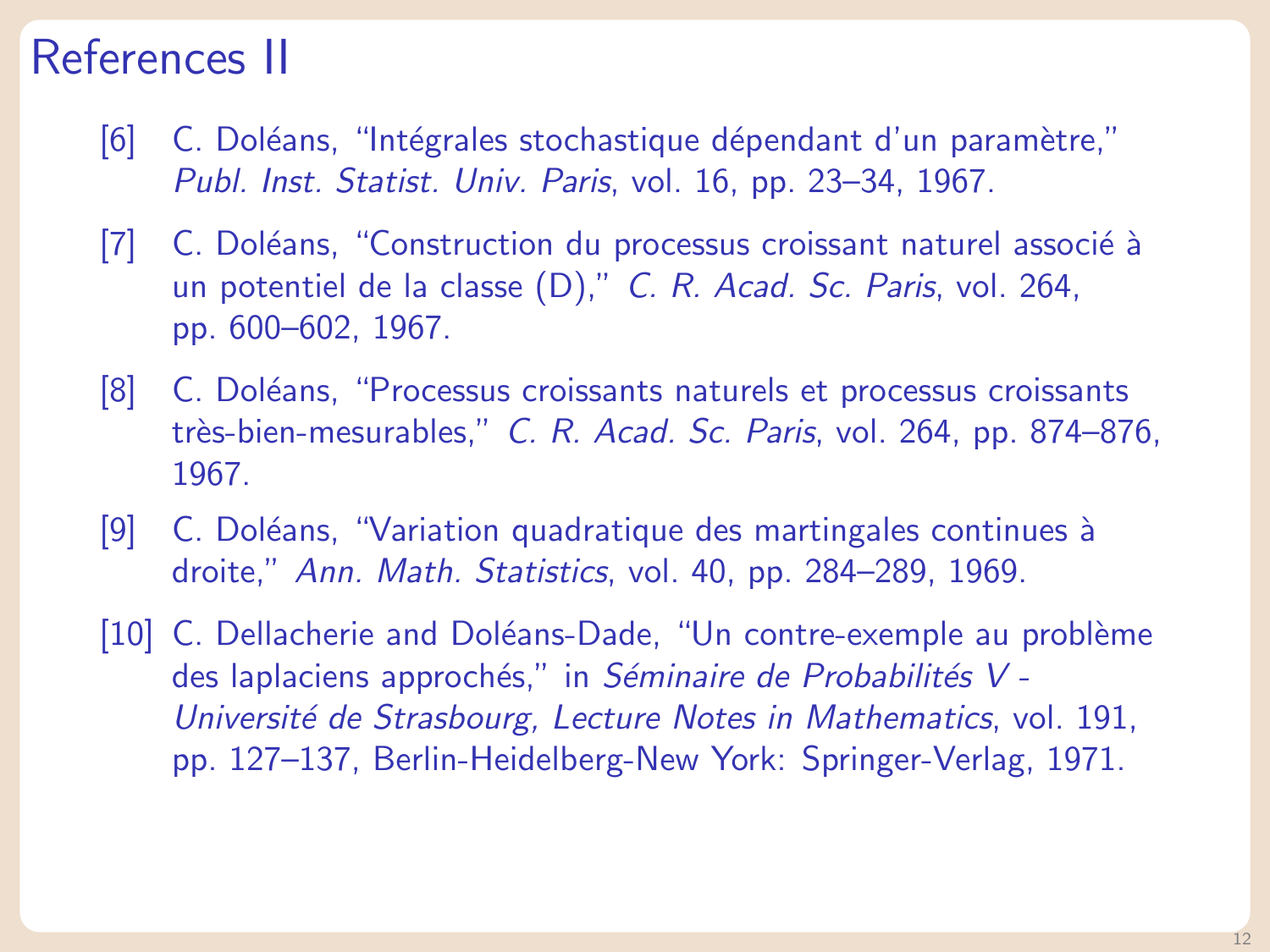# References II

[6] C. Doléans, “Intégrales stochastique dépendant d’un paramètre,” *Publ. Inst. Statist. Univ. Paris*, vol. 16, pp. 23–34, 1967.

[7] C. Doléans, “Construction du processus croissant naturel associé à un potentiel de la classe (D),” *C. R. Acad. Sc. Paris*, vol. 264, pp. 600–602, 1967.

[8] C. Doléans, “Processus croissants naturels et processus croissants très-bien-mesurables,” *C. R. Acad. Sc. Paris*, vol. 264, pp. 874–876, 1967.

[9] C. Doléans, “Variation quadratique des martingales continues à droite,” *Ann. Math. Statistics*, vol. 40, pp. 284–289, 1969.

[10] C. Dellacherie and Doléans-Dade, “Un contre-exemple au problème des laplaciens approchés,” in *Séminaire de Probabilités V - Université de Strasbourg, Lecture Notes in Mathematics*, vol. 191, pp. 127–137, Berlin-Heidelberg-New York: Springer-Verlag, 1971.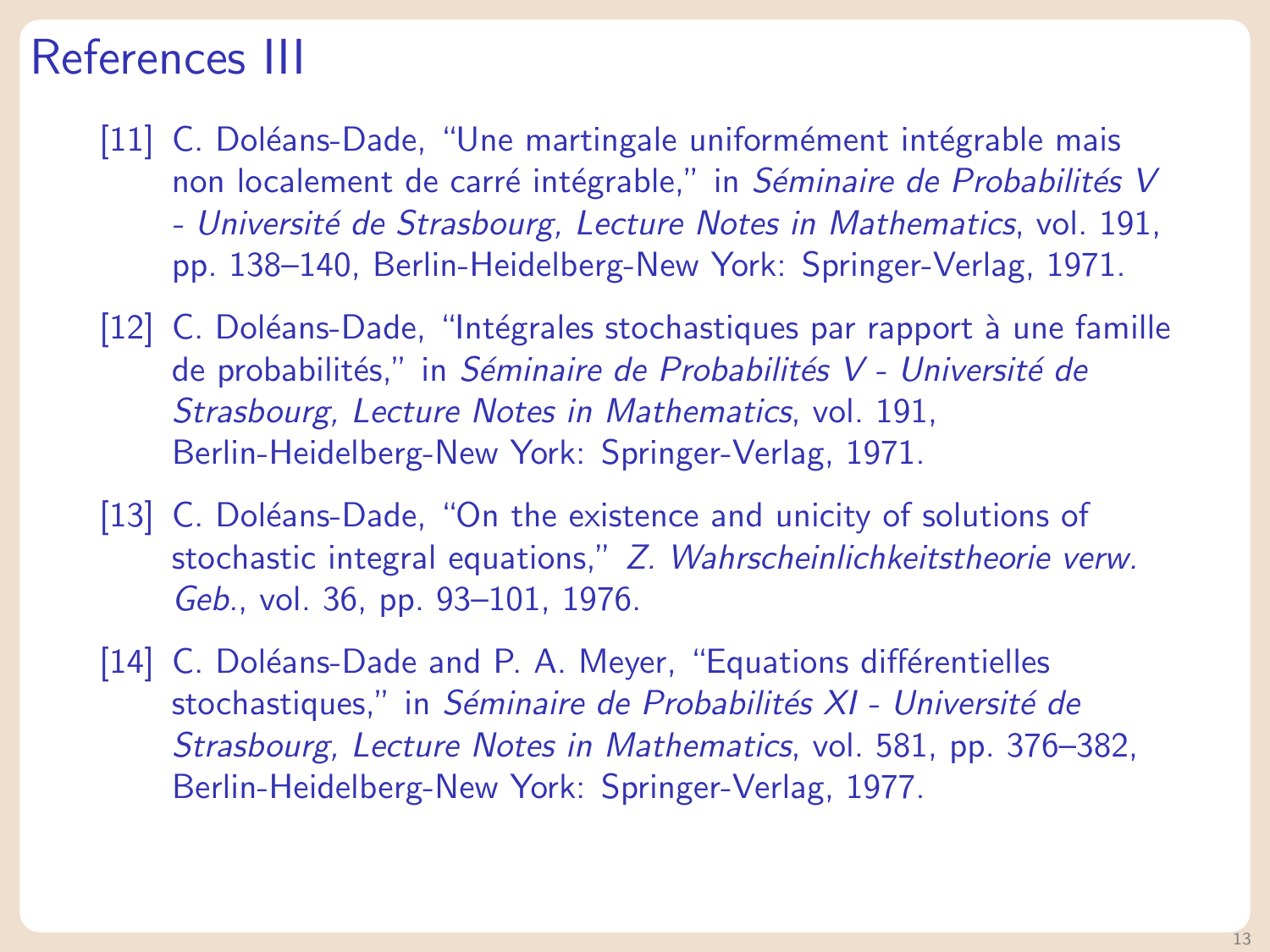# References III

[11] C. Doléans-Dade, "Une martingale uniformément intégrable mais non localement de carré intégrable," in *Séminaire de Probabilités V - Université de Strasbourg, Lecture Notes in Mathematics*, vol. 191, pp. 138–140, Berlin-Heidelberg-New York: Springer-Verlag, 1971.

[12] C. Doléans-Dade, "Intégrales stochastiques par rapport à une famille de probabilités," in *Séminaire de Probabilités V - Université de Strasbourg, Lecture Notes in Mathematics*, vol. 191, Berlin-Heidelberg-New York: Springer-Verlag, 1971.

[13] C. Doléans-Dade, "On the existence and unicity of solutions of stochastic integral equations," *Z. Wahrscheinlichkeitstheorie verw. Geb.*, vol. 36, pp. 93–101, 1976.

[14] C. Doléans-Dade and P. A. Meyer, "Equations différentielles stochastiques," in *Séminaire de Probabilités XI - Université de Strasbourg, Lecture Notes in Mathematics*, vol. 581, pp. 376–382, Berlin-Heidelberg-New York: Springer-Verlag, 1977.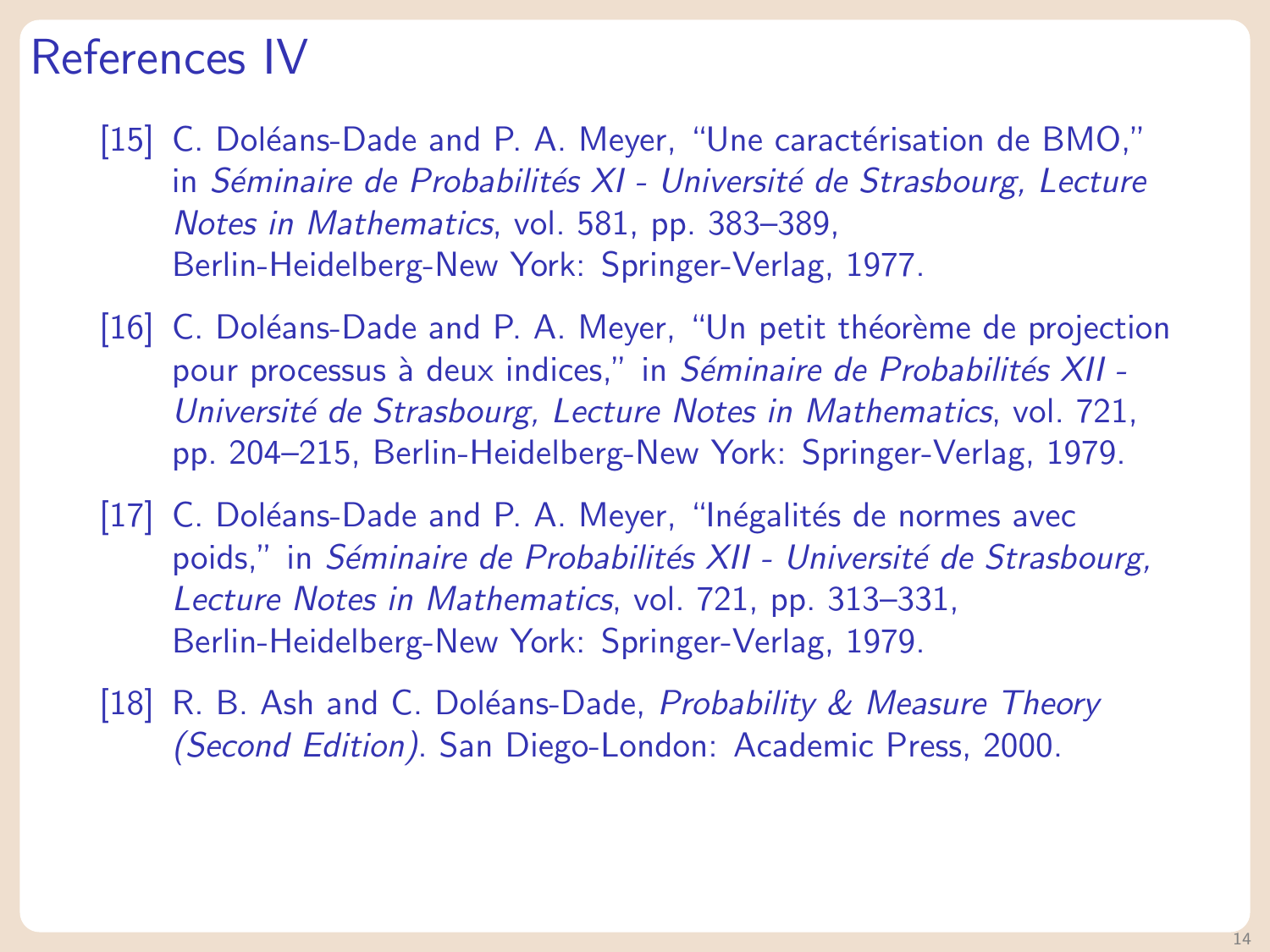# References IV

[15] C. Doléans-Dade and P. A. Meyer, "Une caractérisation de BMO," in *Séminaire de Probabilités XI - Université de Strasbourg, Lecture Notes in Mathematics*, vol. 581, pp. 383–389, Berlin-Heidelberg-New York: Springer-Verlag, 1977.

[16] C. Doléans-Dade and P. A. Meyer, "Un petit théorème de projection pour processus à deux indices," in *Séminaire de Probabilités XII - Université de Strasbourg, Lecture Notes in Mathematics*, vol. 721, pp. 204–215, Berlin-Heidelberg-New York: Springer-Verlag, 1979.

[17] C. Doléans-Dade and P. A. Meyer, "Inégalités de normes avec poids," in *Séminaire de Probabilités XII - Université de Strasbourg, Lecture Notes in Mathematics*, vol. 721, pp. 313–331, Berlin-Heidelberg-New York: Springer-Verlag, 1979.

[18] R. B. Ash and C. Doléans-Dade, *Probability & Measure Theory (Second Edition)*. San Diego-London: Academic Press, 2000.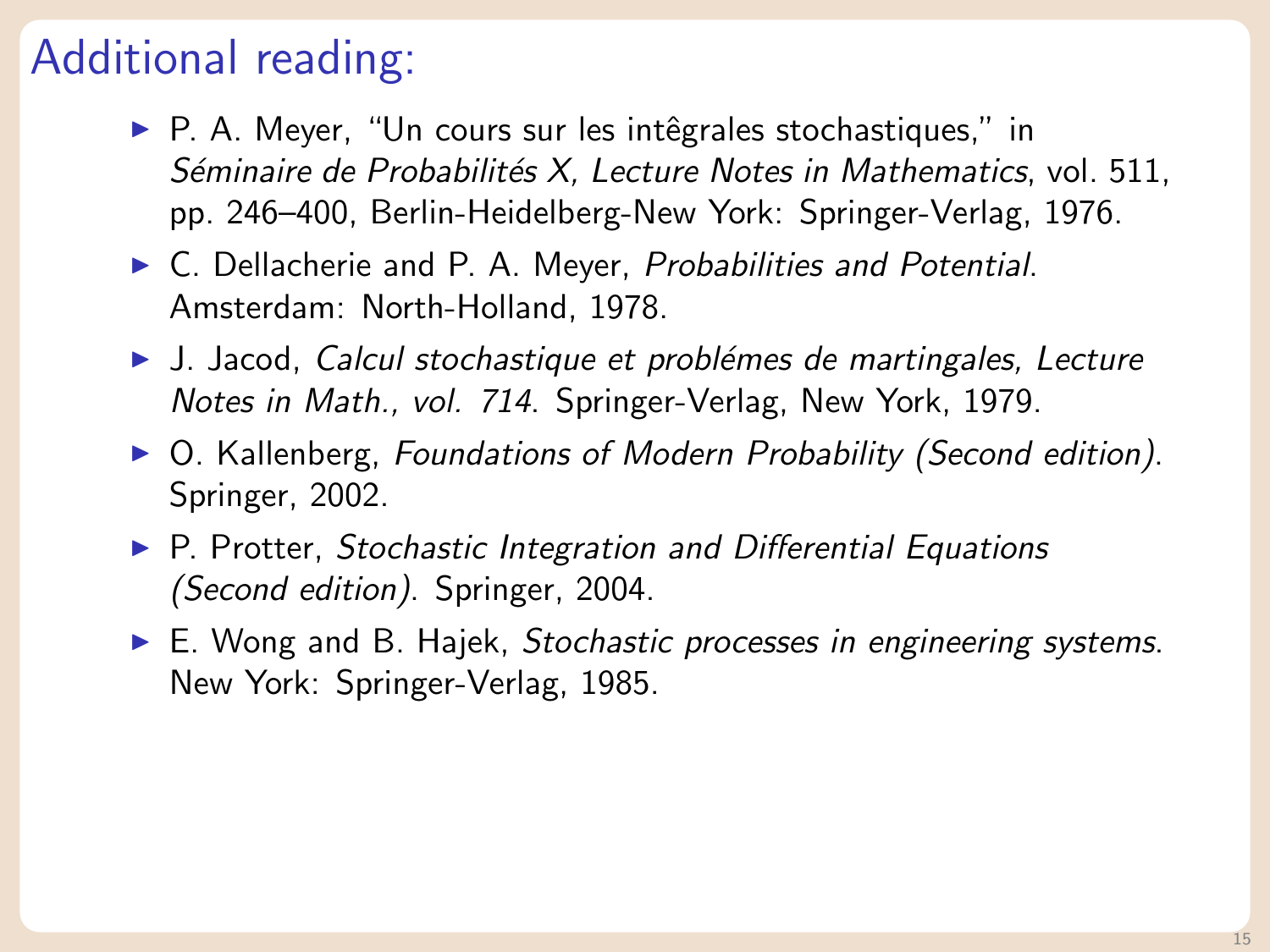# Additional reading:

- P. A. Meyer, "Un cours sur les intêgrales stochastiques," in *Séminaire de Probabilités X, Lecture Notes in Mathematics*, vol. 511, pp. 246–400, Berlin-Heidelberg-New York: Springer-Verlag, 1976.
- C. Dellacherie and P. A. Meyer, *Probabilities and Potential*. Amsterdam: North-Holland, 1978.
- J. Jacod, *Calcul stochastique et problémes de martingales, Lecture Notes in Math., vol. 714*. Springer-Verlag, New York, 1979.
- O. Kallenberg, *Foundations of Modern Probability (Second edition)*. Springer, 2002.
- P. Protter, *Stochastic Integration and Differential Equations (Second edition)*. Springer, 2004.
- E. Wong and B. Hajek, *Stochastic processes in engineering systems*. New York: Springer-Verlag, 1985.